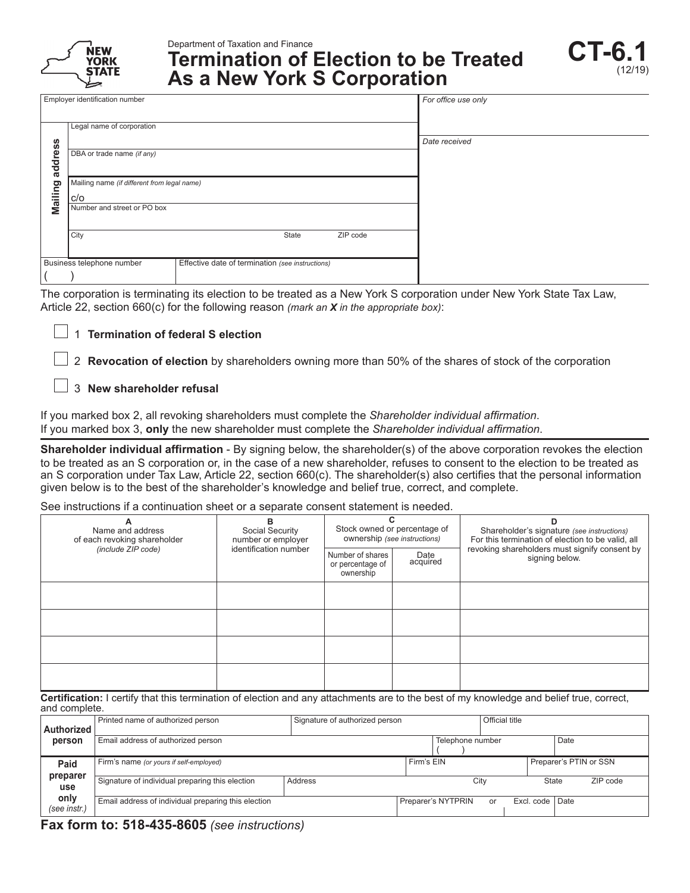Department of Taxation and Finance

# Termination of Election to be Treated As a New York S Corporation

**CT-6.1** (12/19)

| | |
|---|---|
| Employer identification number | *For office use only* |
| **Mailing address** — Legal name of corporation | *Date received* |
| DBA or trade name *(if any)* | |
| Mailing name *(if different from legal name)* c/o | |
| Number and street or PO box | |
| City / State / ZIP code | |
| Business telephone number ( ) / Effective date of termination *(see instructions)* | |

The corporation is terminating its election to be treated as a New York S corporation under New York State Tax Law, Article 22, section 660(c) for the following reason *(mark an **X** in the appropriate box)*:

☐ 1 **Termination of federal S election**

☐ 2 **Revocation of election** by shareholders owning more than 50% of the shares of stock of the corporation

☐ 3 **New shareholder refusal**

If you marked box 2, all revoking shareholders must complete the *Shareholder individual affirmation*.
If you marked box 3, **only** the new shareholder must complete the *Shareholder individual affirmation*.

**Shareholder individual affirmation** - By signing below, the shareholder(s) of the above corporation revokes the election to be treated as an S corporation or, in the case of a new shareholder, refuses to consent to the election to be treated as an S corporation under Tax Law, Article 22, section 660(c). The shareholder(s) also certifies that the personal information given below is to the best of the shareholder's knowledge and belief true, correct, and complete.

See instructions if a continuation sheet or a separate consent statement is needed.

| A<br>Name and address of each revoking shareholder *(include ZIP code)* | B<br>Social Security number or employer identification number | C<br>Stock owned or percentage of ownership *(see instructions)* | | D<br>Shareholder's signature *(see instructions)*<br>For this termination of election to be valid, all revoking shareholders must signify consent by signing below. |
|---|---|---|---|---|
| | | Number of shares or percentage of ownership | Date acquired | |
| | | | | |
| | | | | |
| | | | | |
| | | | | |

**Certification:** I certify that this termination of election and any attachments are to the best of my knowledge and belief true, correct, and complete.

| | | | | |
|---|---|---|---|---|
| **Authorized person** | Printed name of authorized person | Signature of authorized person | Official title | |
| | Email address of authorized person | | Telephone number ( ) | Date |
| **Paid preparer use only** *(see instr.)* | Firm's name *(or yours if self-employed)* | | Firm's EIN | Preparer's PTIN or SSN |
| | Signature of individual preparing this election | Address | City | State / ZIP code |
| | Email address of individual preparing this election | | Preparer's NYTPRIN or Excl. code | Date |

**Fax form to: 518-435-8605** *(see instructions)*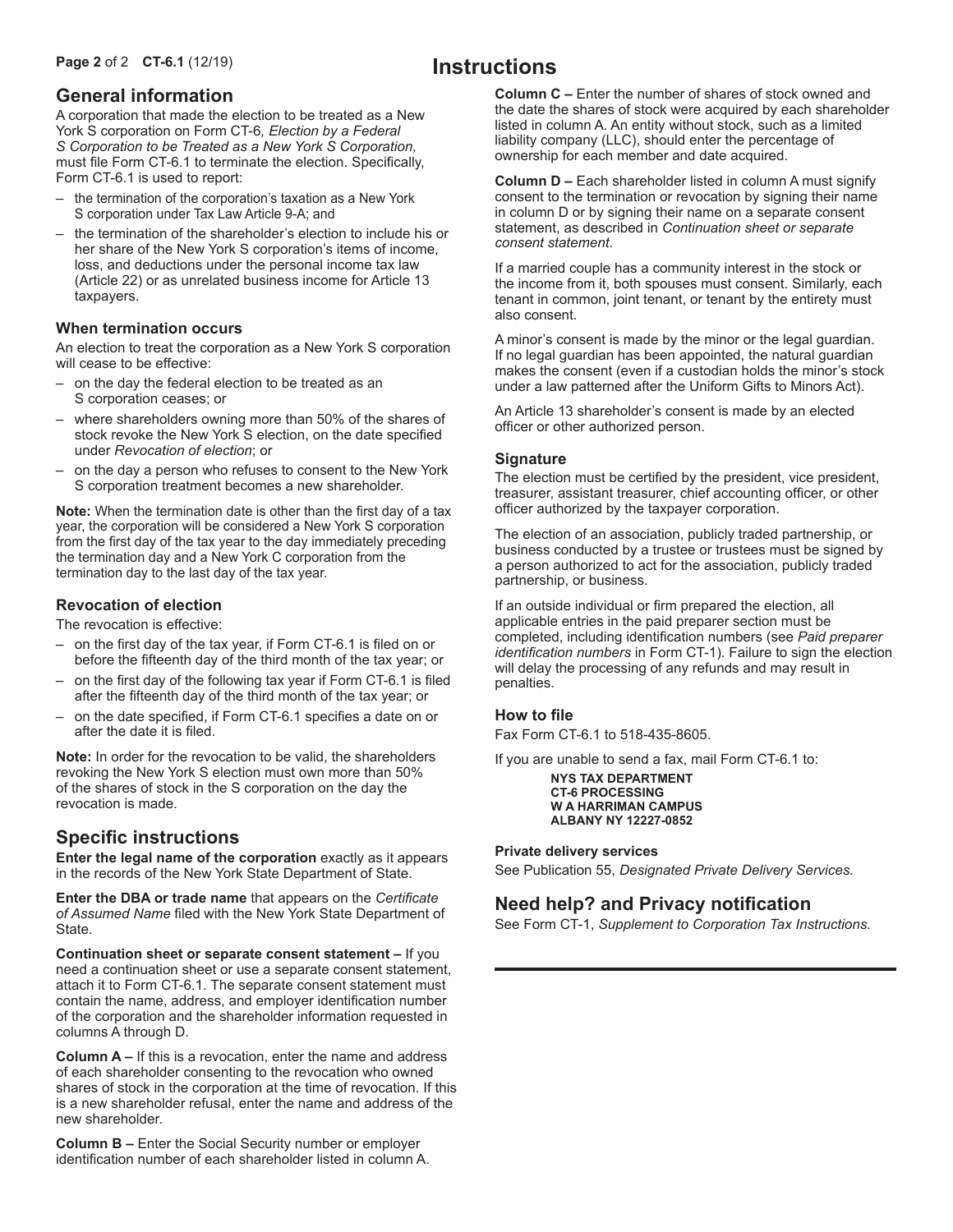# Instructions

## General information

A corporation that made the election to be treated as a New York S corporation on Form CT-6*, Election by a Federal S Corporation to be Treated as a New York S Corporation,* must file Form CT-6.1 to terminate the election. Specifically, Form CT-6.1 is used to report:

- the termination of the corporation's taxation as a New York S corporation under Tax Law Article 9-A; and
- the termination of the shareholder's election to include his or her share of the New York S corporation's items of income, loss, and deductions under the personal income tax law (Article 22) or as unrelated business income for Article 13 taxpayers.

### When termination occurs

An election to treat the corporation as a New York S corporation will cease to be effective:

- on the day the federal election to be treated as an S corporation ceases; or
- where shareholders owning more than 50% of the shares of stock revoke the New York S election, on the date specified under *Revocation of election*; or
- on the day a person who refuses to consent to the New York S corporation treatment becomes a new shareholder.

**Note:** When the termination date is other than the first day of a tax year, the corporation will be considered a New York S corporation from the first day of the tax year to the day immediately preceding the termination day and a New York C corporation from the termination day to the last day of the tax year.

### Revocation of election

The revocation is effective:

- on the first day of the tax year, if Form CT-6.1 is filed on or before the fifteenth day of the third month of the tax year; or
- on the first day of the following tax year if Form CT-6.1 is filed after the fifteenth day of the third month of the tax year; or
- on the date specified, if Form CT-6.1 specifies a date on or after the date it is filed.

**Note:** In order for the revocation to be valid, the shareholders revoking the New York S election must own more than 50% of the shares of stock in the S corporation on the day the revocation is made.

## Specific instructions

**Enter the legal name of the corporation** exactly as it appears in the records of the New York State Department of State.

**Enter the DBA or trade name** that appears on the *Certificate of Assumed Name* filed with the New York State Department of State.

**Continuation sheet or separate consent statement –** If you need a continuation sheet or use a separate consent statement, attach it to Form CT-6.1. The separate consent statement must contain the name, address, and employer identification number of the corporation and the shareholder information requested in columns A through D.

**Column A –** If this is a revocation, enter the name and address of each shareholder consenting to the revocation who owned shares of stock in the corporation at the time of revocation. If this is a new shareholder refusal, enter the name and address of the new shareholder.

**Column B –** Enter the Social Security number or employer identification number of each shareholder listed in column A.

**Column C –** Enter the number of shares of stock owned and the date the shares of stock were acquired by each shareholder listed in column A. An entity without stock, such as a limited liability company (LLC), should enter the percentage of ownership for each member and date acquired.

**Column D –** Each shareholder listed in column A must signify consent to the termination or revocation by signing their name in column D or by signing their name on a separate consent statement, as described in *Continuation sheet or separate consent statement*.

If a married couple has a community interest in the stock or the income from it, both spouses must consent. Similarly, each tenant in common, joint tenant, or tenant by the entirety must also consent.

A minor's consent is made by the minor or the legal guardian. If no legal guardian has been appointed, the natural guardian makes the consent (even if a custodian holds the minor's stock under a law patterned after the Uniform Gifts to Minors Act).

An Article 13 shareholder's consent is made by an elected officer or other authorized person.

### Signature

The election must be certified by the president, vice president, treasurer, assistant treasurer, chief accounting officer, or other officer authorized by the taxpayer corporation.

The election of an association, publicly traded partnership, or business conducted by a trustee or trustees must be signed by a person authorized to act for the association, publicly traded partnership, or business.

If an outside individual or firm prepared the election, all applicable entries in the paid preparer section must be completed, including identification numbers (see *Paid preparer identification numbers* in Form CT-1). Failure to sign the election will delay the processing of any refunds and may result in penalties.

### How to file

Fax Form CT-6.1 to 518-435-8605.

If you are unable to send a fax, mail Form CT-6.1 to:

**NYS TAX DEPARTMENT**
**CT-6 PROCESSING**
**W A HARRIMAN CAMPUS**
**ALBANY NY 12227-0852**

**Private delivery services**

See Publication 55, *Designated Private Delivery Services.*

## Need help? and Privacy notification

See Form CT-1, *Supplement to Corporation Tax Instructions.*